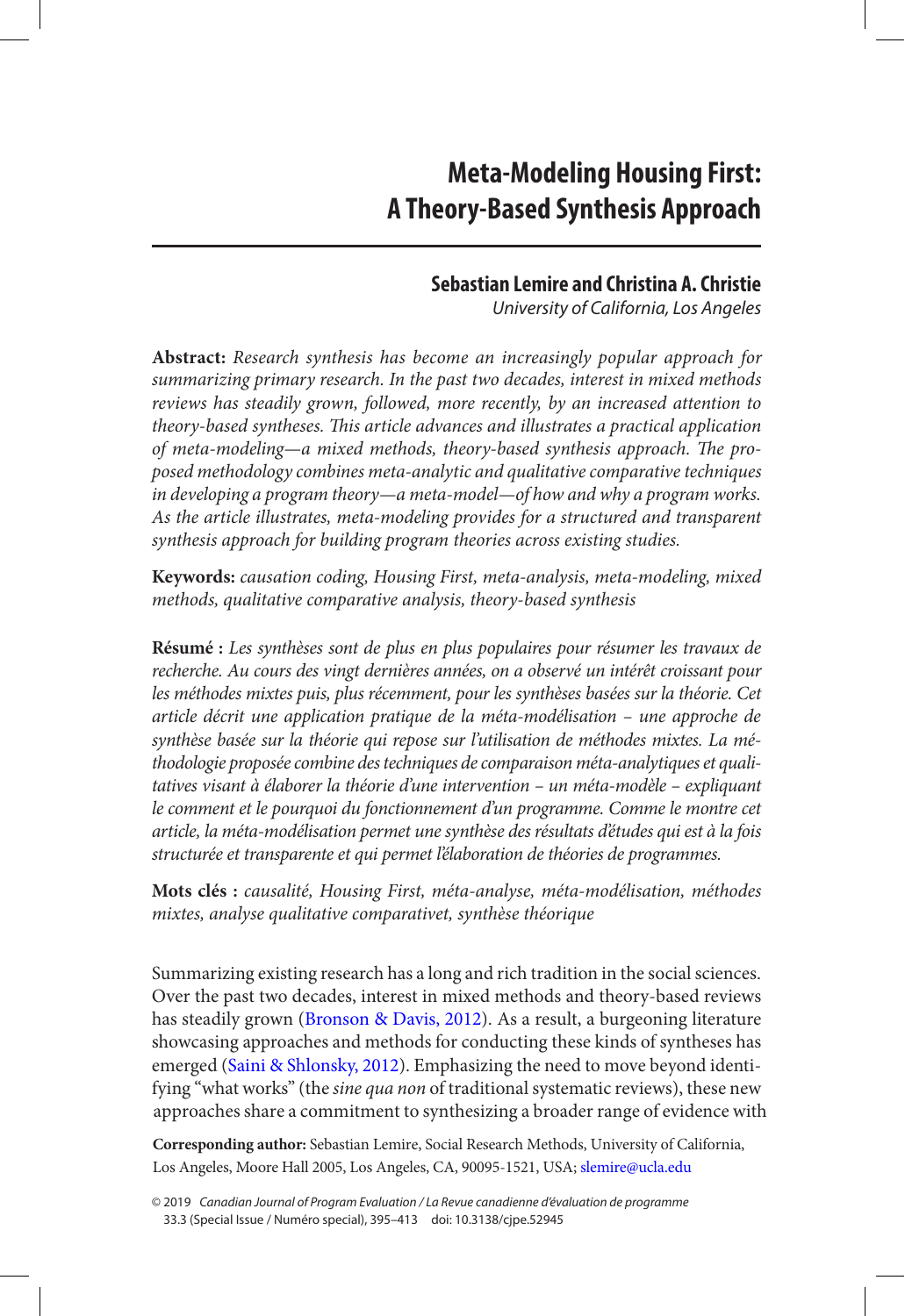# Meta-Modeling Housing First: A Theory-Based Synthesis Approach

**Sebastian Lemire and Christina A. Christie**

*University of California, Los Angeles*

**Abstract:** *Research synthesis has become an increasingly popular approach for summarizing primary research. In the past two decades, interest in mixed methods reviews has steadily grown, followed, more recently, by an increased attention to theory-based syntheses. This article advances and illustrates a practical application of meta-modeling—a mixed methods, theory-based synthesis approach. The proposed methodology combines meta-analytic and qualitative comparative techniques in developing a program theory—a meta-model—of how and why a program works. As the article illustrates, meta-modeling provides for a structured and transparent synthesis approach for building program theories across existing studies.*

**Keywords:** *causation coding, Housing First, meta-analysis, meta-modeling, mixed methods, qualitative comparative analysis, theory-based synthesis*

**Résumé :** *Les synthèses sont de plus en plus populaires pour résumer les travaux de recherche. Au cours des vingt dernières années, on a observé un intérêt croissant pour les méthodes mixtes puis, plus récemment, pour les synthèses basées sur la théorie. Cet article décrit une application pratique de la méta-modélisation – une approche de synthèse basée sur la théorie qui repose sur l'utilisation de méthodes mixtes. La méthodologie proposée combine des techniques de comparaison méta-analytiques et qualitatives visant à élaborer la théorie d'une intervention – un méta-modèle – expliquant le comment et le pourquoi du fonctionnement d'un programme. Comme le montre cet article, la méta-modélisation permet une synthèse des résultats d'études qui est à la fois structurée et transparente et qui permet l'élaboration de théories de programmes.*

**Mots clés :** *causalité, Housing First, méta-analyse, méta-modélisation, méthodes mixtes, analyse qualitative comparativet, synthèse théorique*

Summarizing existing research has a long and rich tradition in the social sciences. Over the past two decades, interest in mixed methods and theory-based reviews has steadily grown (Bronson & Davis, 2012). As a result, a burgeoning literature showcasing approaches and methods for conducting these kinds of syntheses has emerged (Saini & Shlonsky, 2012). Emphasizing the need to move beyond identifying "what works" (the *sine qua non* of traditional systematic reviews), these new approaches share a commitment to synthesizing a broader range of evidence with

**Corresponding author:** Sebastian Lemire, Social Research Methods, University of California, Los Angeles, Moore Hall 2005, Los Angeles, CA, 90095-1521, USA; slemire@ucla.edu

© 2019 *Canadian Journal of Program Evaluation / La Revue canadienne d'évaluation de programme* 33.3 (Special Issue / Numéro special), 395–413 doi: 10.3138/cjpe.52945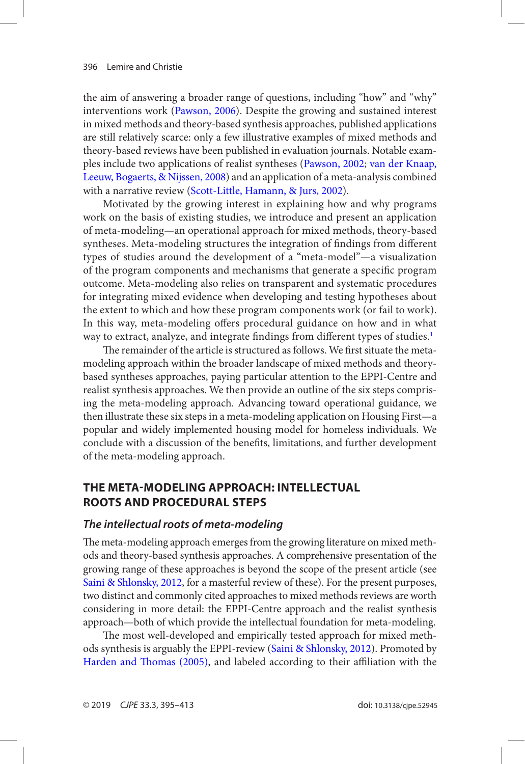the aim of answering a broader range of questions, including "how" and "why" interventions work (Pawson, 2006). Despite the growing and sustained interest in mixed methods and theory-based synthesis approaches, published applications are still relatively scarce: only a few illustrative examples of mixed methods and theory-based reviews have been published in evaluation journals. Notable examples include two applications of realist syntheses (Pawson, 2002; van der Knaap, Leeuw, Bogaerts, & Nijssen, 2008) and an application of a meta-analysis combined with a narrative review (Scott-Little, Hamann, & Jurs, 2002).

Motivated by the growing interest in explaining how and why programs work on the basis of existing studies, we introduce and present an application of meta-modeling—an operational approach for mixed methods, theory-based syntheses. Meta-modeling structures the integration of findings from different types of studies around the development of a "meta-model"—a visualization of the program components and mechanisms that generate a specific program outcome. Meta-modeling also relies on transparent and systematic procedures for integrating mixed evidence when developing and testing hypotheses about the extent to which and how these program components work (or fail to work). In this way, meta-modeling offers procedural guidance on how and in what way to extract, analyze, and integrate findings from different types of studies.[1]

The remainder of the article is structured as follows. We first situate the meta-modeling approach within the broader landscape of mixed methods and theory-based syntheses approaches, paying particular attention to the EPPI-Centre and realist synthesis approaches. We then provide an outline of the six steps comprising the meta-modeling approach. Advancing toward operational guidance, we then illustrate these six steps in a meta-modeling application on Housing First—a popular and widely implemented housing model for homeless individuals. We conclude with a discussion of the benefits, limitations, and further development of the meta-modeling approach.

## THE META-MODELING APPROACH: INTELLECTUAL ROOTS AND PROCEDURAL STEPS

### *The intellectual roots of meta-modeling*

The meta-modeling approach emerges from the growing literature on mixed methods and theory-based synthesis approaches. A comprehensive presentation of the growing range of these approaches is beyond the scope of the present article (see Saini & Shlonsky, 2012, for a masterful review of these). For the present purposes, two distinct and commonly cited approaches to mixed methods reviews are worth considering in more detail: the EPPI-Centre approach and the realist synthesis approach—both of which provide the intellectual foundation for meta-modeling.

The most well-developed and empirically tested approach for mixed methods synthesis is arguably the EPPI-review (Saini & Shlonsky, 2012). Promoted by Harden and Thomas (2005), and labeled according to their affiliation with the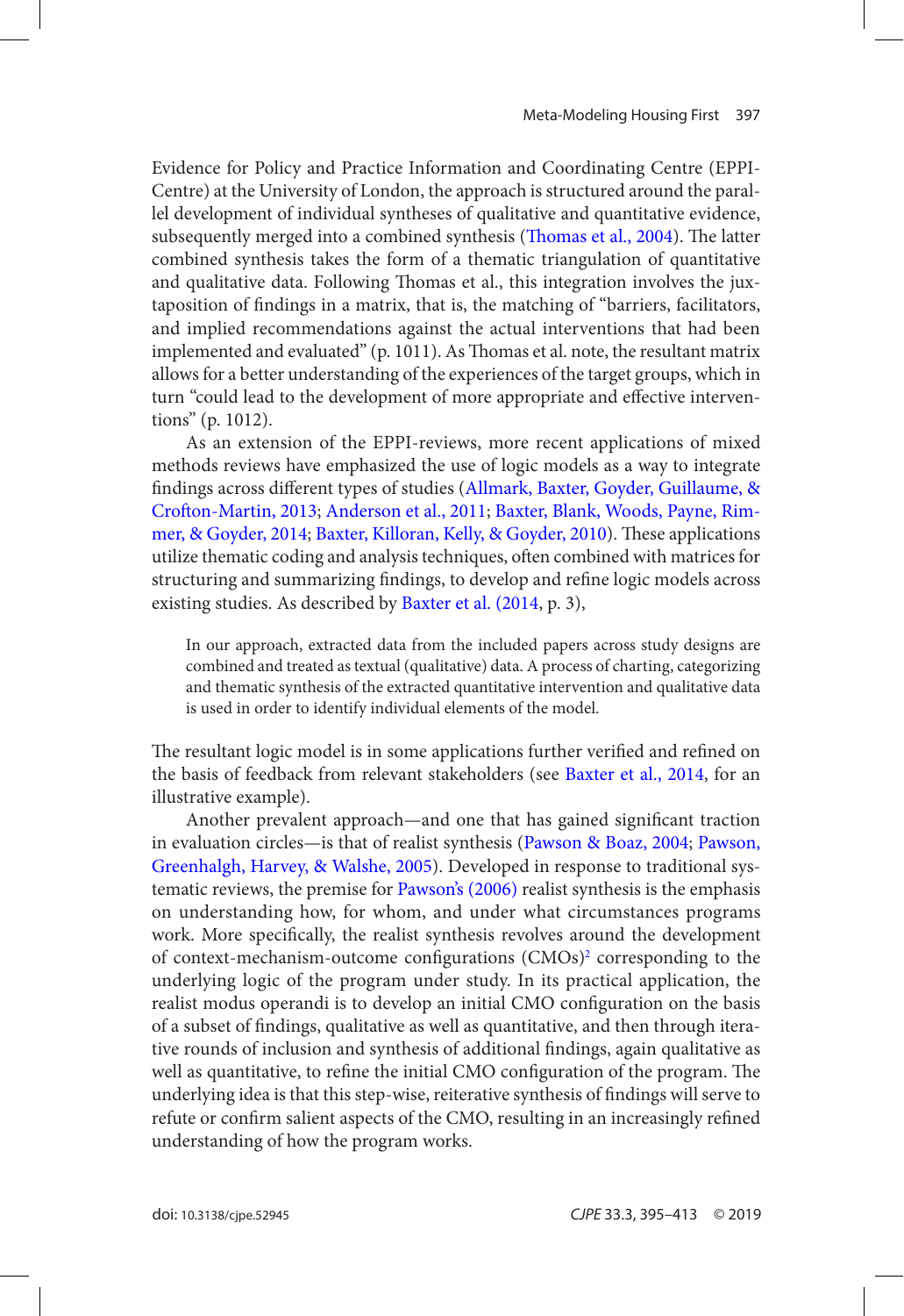Evidence for Policy and Practice Information and Coordinating Centre (EPPI-Centre) at the University of London, the approach is structured around the parallel development of individual syntheses of qualitative and quantitative evidence, subsequently merged into a combined synthesis (Thomas et al., 2004). The latter combined synthesis takes the form of a thematic triangulation of quantitative and qualitative data. Following Thomas et al., this integration involves the juxtaposition of findings in a matrix, that is, the matching of "barriers, facilitators, and implied recommendations against the actual interventions that had been implemented and evaluated" (p. 1011). As Thomas et al. note, the resultant matrix allows for a better understanding of the experiences of the target groups, which in turn "could lead to the development of more appropriate and effective interventions" (p. 1012).

As an extension of the EPPI-reviews, more recent applications of mixed methods reviews have emphasized the use of logic models as a way to integrate findings across different types of studies (Allmark, Baxter, Goyder, Guillaume, & Crofton-Martin, 2013; Anderson et al., 2011; Baxter, Blank, Woods, Payne, Rimmer, & Goyder, 2014; Baxter, Killoran, Kelly, & Goyder, 2010). These applications utilize thematic coding and analysis techniques, often combined with matrices for structuring and summarizing findings, to develop and refine logic models across existing studies. As described by Baxter et al. (2014, p. 3),

> In our approach, extracted data from the included papers across study designs are combined and treated as textual (qualitative) data. A process of charting, categorizing and thematic synthesis of the extracted quantitative intervention and qualitative data is used in order to identify individual elements of the model.

The resultant logic model is in some applications further verified and refined on the basis of feedback from relevant stakeholders (see Baxter et al., 2014, for an illustrative example).

Another prevalent approach—and one that has gained significant traction in evaluation circles—is that of realist synthesis (Pawson & Boaz, 2004; Pawson, Greenhalgh, Harvey, & Walshe, 2005). Developed in response to traditional systematic reviews, the premise for Pawson's (2006) realist synthesis is the emphasis on understanding how, for whom, and under what circumstances programs work. More specifically, the realist synthesis revolves around the development of context-mechanism-outcome configurations (CMOs)[2] corresponding to the underlying logic of the program under study. In its practical application, the realist modus operandi is to develop an initial CMO configuration on the basis of a subset of findings, qualitative as well as quantitative, and then through iterative rounds of inclusion and synthesis of additional findings, again qualitative as well as quantitative, to refine the initial CMO configuration of the program. The underlying idea is that this step-wise, reiterative synthesis of findings will serve to refute or confirm salient aspects of the CMO, resulting in an increasingly refined understanding of how the program works.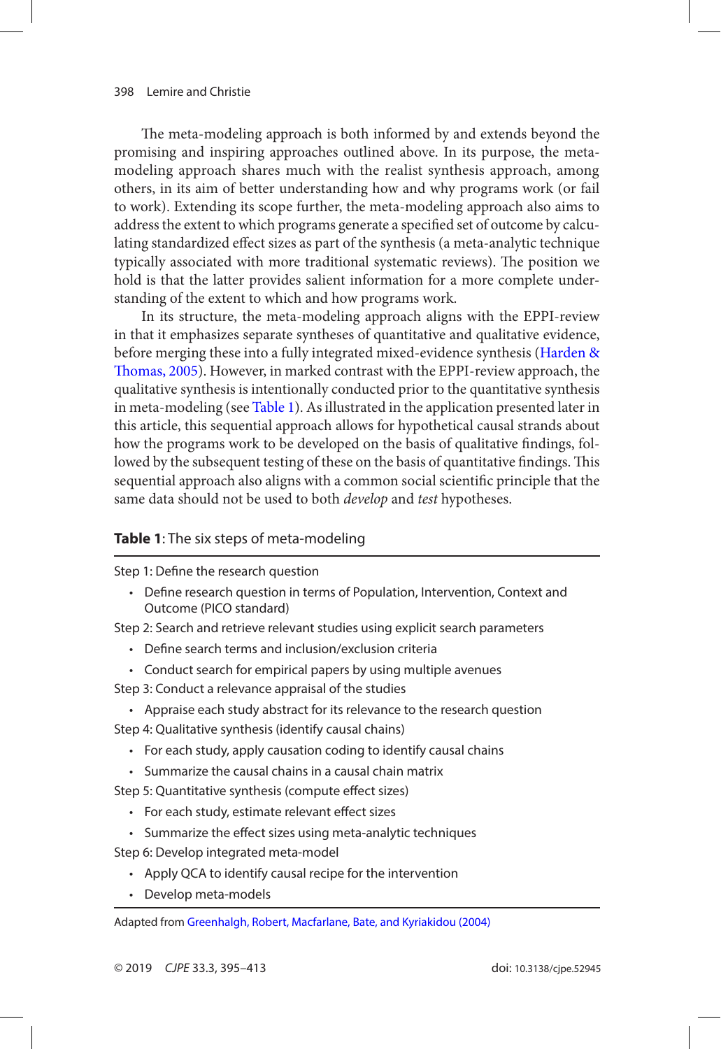The meta-modeling approach is both informed by and extends beyond the promising and inspiring approaches outlined above. In its purpose, the meta-modeling approach shares much with the realist synthesis approach, among others, in its aim of better understanding how and why programs work (or fail to work). Extending its scope further, the meta-modeling approach also aims to address the extent to which programs generate a specified set of outcome by calculating standardized effect sizes as part of the synthesis (a meta-analytic technique typically associated with more traditional systematic reviews). The position we hold is that the latter provides salient information for a more complete understanding of the extent to which and how programs work.

In its structure, the meta-modeling approach aligns with the EPPI-review in that it emphasizes separate syntheses of quantitative and qualitative evidence, before merging these into a fully integrated mixed-evidence synthesis (Harden & Thomas, 2005). However, in marked contrast with the EPPI-review approach, the qualitative synthesis is intentionally conducted prior to the quantitative synthesis in meta-modeling (see Table 1). As illustrated in the application presented later in this article, this sequential approach allows for hypothetical causal strands about how the programs work to be developed on the basis of qualitative findings, followed by the subsequent testing of these on the basis of quantitative findings. This sequential approach also aligns with a common social scientific principle that the same data should not be used to both *develop* and *test* hypotheses.

**Table 1**: The six steps of meta-modeling

Step 1: Define the research question

- Define research question in terms of Population, Intervention, Context and Outcome (PICO standard)

Step 2: Search and retrieve relevant studies using explicit search parameters

- Define search terms and inclusion/exclusion criteria
- Conduct search for empirical papers by using multiple avenues

Step 3: Conduct a relevance appraisal of the studies

- Appraise each study abstract for its relevance to the research question

Step 4: Qualitative synthesis (identify causal chains)

- For each study, apply causation coding to identify causal chains
- Summarize the causal chains in a causal chain matrix

Step 5: Quantitative synthesis (compute effect sizes)

- For each study, estimate relevant effect sizes
- Summarize the effect sizes using meta-analytic techniques

Step 6: Develop integrated meta-model

- Apply QCA to identify causal recipe for the intervention
- Develop meta-models

Adapted from Greenhalgh, Robert, Macfarlane, Bate, and Kyriakidou (2004)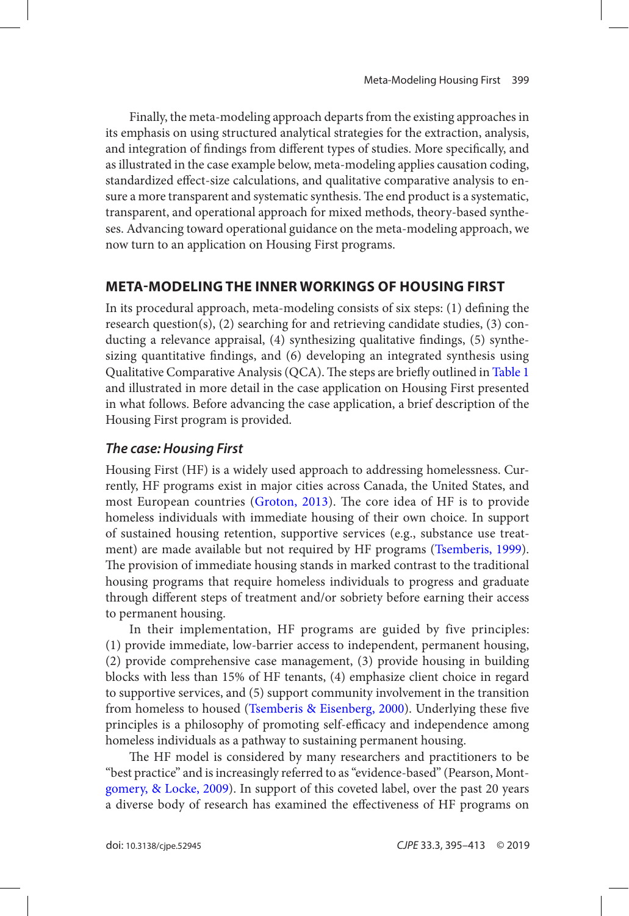Finally, the meta-modeling approach departs from the existing approaches in its emphasis on using structured analytical strategies for the extraction, analysis, and integration of findings from different types of studies. More specifically, and as illustrated in the case example below, meta-modeling applies causation coding, standardized effect-size calculations, and qualitative comparative analysis to ensure a more transparent and systematic synthesis. The end product is a systematic, transparent, and operational approach for mixed methods, theory-based syntheses. Advancing toward operational guidance on the meta-modeling approach, we now turn to an application on Housing First programs.

## META-MODELING THE INNER WORKINGS OF HOUSING FIRST

In its procedural approach, meta-modeling consists of six steps: (1) defining the research question(s), (2) searching for and retrieving candidate studies, (3) conducting a relevance appraisal, (4) synthesizing qualitative findings, (5) synthesizing quantitative findings, and (6) developing an integrated synthesis using Qualitative Comparative Analysis (QCA). The steps are briefly outlined in Table 1 and illustrated in more detail in the case application on Housing First presented in what follows. Before advancing the case application, a brief description of the Housing First program is provided.

### *The case: Housing First*

Housing First (HF) is a widely used approach to addressing homelessness. Currently, HF programs exist in major cities across Canada, the United States, and most European countries (Groton, 2013). The core idea of HF is to provide homeless individuals with immediate housing of their own choice. In support of sustained housing retention, supportive services (e.g., substance use treatment) are made available but not required by HF programs (Tsemberis, 1999). The provision of immediate housing stands in marked contrast to the traditional housing programs that require homeless individuals to progress and graduate through different steps of treatment and/or sobriety before earning their access to permanent housing.

In their implementation, HF programs are guided by five principles: (1) provide immediate, low-barrier access to independent, permanent housing, (2) provide comprehensive case management, (3) provide housing in building blocks with less than 15% of HF tenants, (4) emphasize client choice in regard to supportive services, and (5) support community involvement in the transition from homeless to housed (Tsemberis & Eisenberg, 2000). Underlying these five principles is a philosophy of promoting self-efficacy and independence among homeless individuals as a pathway to sustaining permanent housing.

The HF model is considered by many researchers and practitioners to be "best practice" and is increasingly referred to as "evidence-based" (Pearson, Montgomery, & Locke, 2009). In support of this coveted label, over the past 20 years a diverse body of research has examined the effectiveness of HF programs on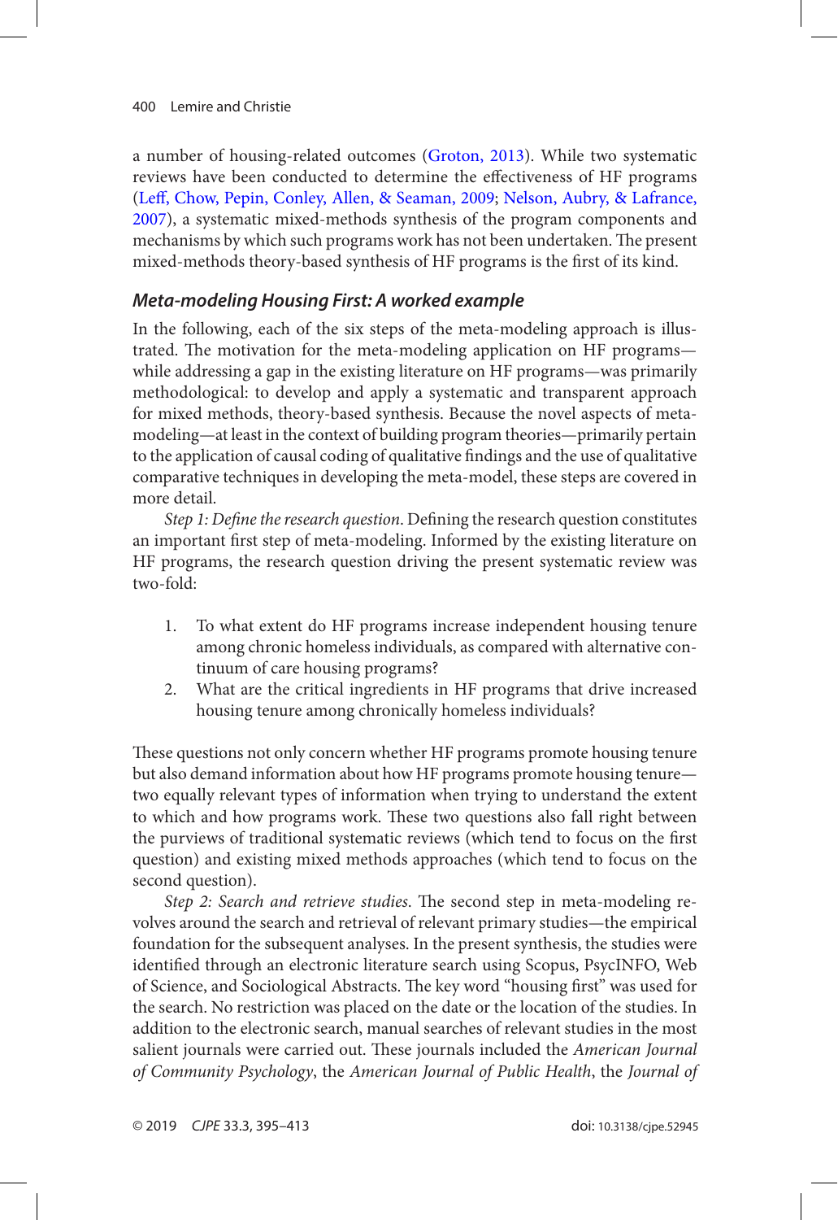a number of housing-related outcomes (Groton, 2013). While two systematic reviews have been conducted to determine the effectiveness of HF programs (Leff, Chow, Pepin, Conley, Allen, & Seaman, 2009; Nelson, Aubry, & Lafrance, 2007), a systematic mixed-methods synthesis of the program components and mechanisms by which such programs work has not been undertaken. The present mixed-methods theory-based synthesis of HF programs is the first of its kind.

### *Meta-modeling Housing First: A worked example*

In the following, each of the six steps of the meta-modeling approach is illustrated. The motivation for the meta-modeling application on HF programs—while addressing a gap in the existing literature on HF programs—was primarily methodological: to develop and apply a systematic and transparent approach for mixed methods, theory-based synthesis. Because the novel aspects of meta-modeling—at least in the context of building program theories—primarily pertain to the application of causal coding of qualitative findings and the use of qualitative comparative techniques in developing the meta-model, these steps are covered in more detail.

*Step 1: Define the research question*. Defining the research question constitutes an important first step of meta-modeling. Informed by the existing literature on HF programs, the research question driving the present systematic review was two-fold:

1. To what extent do HF programs increase independent housing tenure among chronic homeless individuals, as compared with alternative continuum of care housing programs?
2. What are the critical ingredients in HF programs that drive increased housing tenure among chronically homeless individuals?

These questions not only concern whether HF programs promote housing tenure but also demand information about how HF programs promote housing tenure—two equally relevant types of information when trying to understand the extent to which and how programs work. These two questions also fall right between the purviews of traditional systematic reviews (which tend to focus on the first question) and existing mixed methods approaches (which tend to focus on the second question).

*Step 2: Search and retrieve studies*. The second step in meta-modeling revolves around the search and retrieval of relevant primary studies—the empirical foundation for the subsequent analyses. In the present synthesis, the studies were identified through an electronic literature search using Scopus, PsycINFO, Web of Science, and Sociological Abstracts. The key word "housing first" was used for the search. No restriction was placed on the date or the location of the studies. In addition to the electronic search, manual searches of relevant studies in the most salient journals were carried out. These journals included the *American Journal of Community Psychology*, the *American Journal of Public Health*, the *Journal of*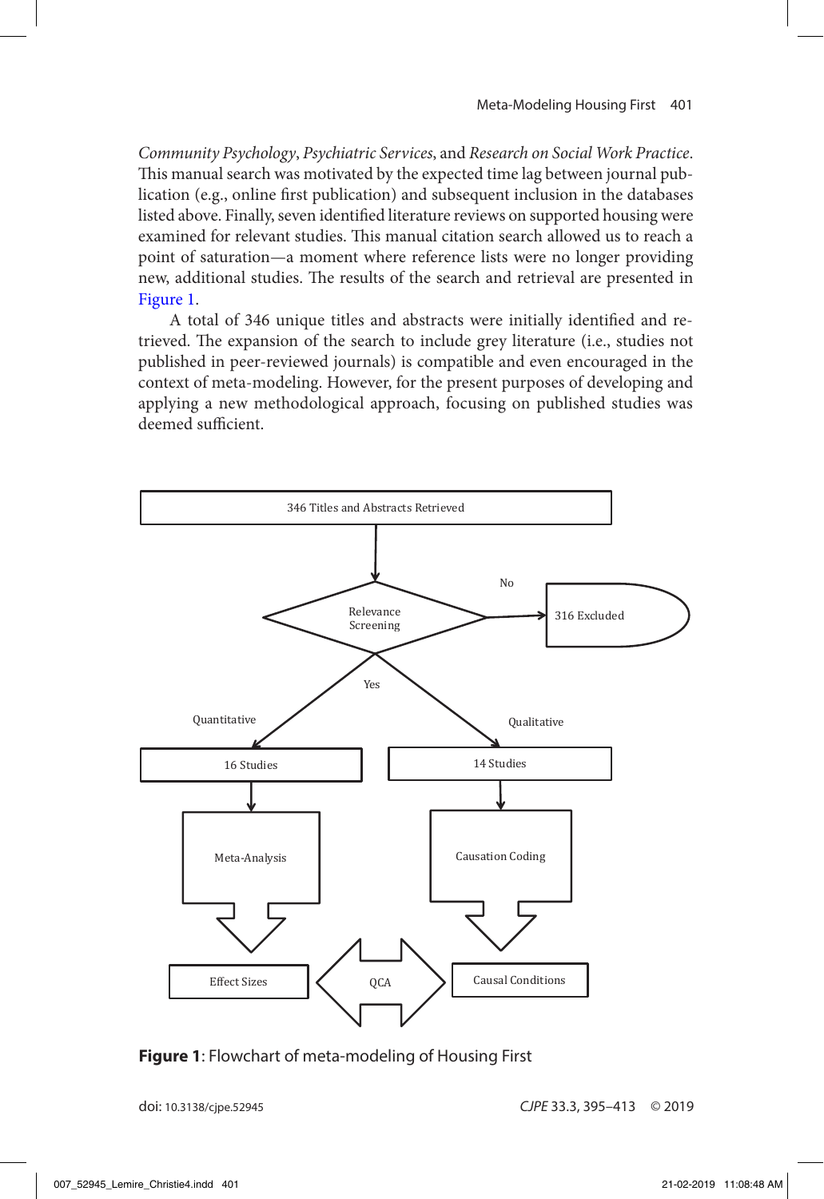*Community Psychology*, *Psychiatric Services*, and *Research on Social Work Practice*. This manual search was motivated by the expected time lag between journal publication (e.g., online first publication) and subsequent inclusion in the databases listed above. Finally, seven identified literature reviews on supported housing were examined for relevant studies. This manual citation search allowed us to reach a point of saturation—a moment where reference lists were no longer providing new, additional studies. The results of the search and retrieval are presented in Figure 1.

A total of 346 unique titles and abstracts were initially identified and retrieved. The expansion of the search to include grey literature (i.e., studies not published in peer-reviewed journals) is compatible and even encouraged in the context of meta-modeling. However, for the present purposes of developing and applying a new methodological approach, focusing on published studies was deemed sufficient.

346 Titles and Abstracts Retrieved

Relevance Screening

No

316 Excluded

Yes

Quantitative

Qualitative

16 Studies

14 Studies

Meta-Analysis

Causation Coding

Effect Sizes

QCA

Causal Conditions

**Figure 1**: Flowchart of meta-modeling of Housing First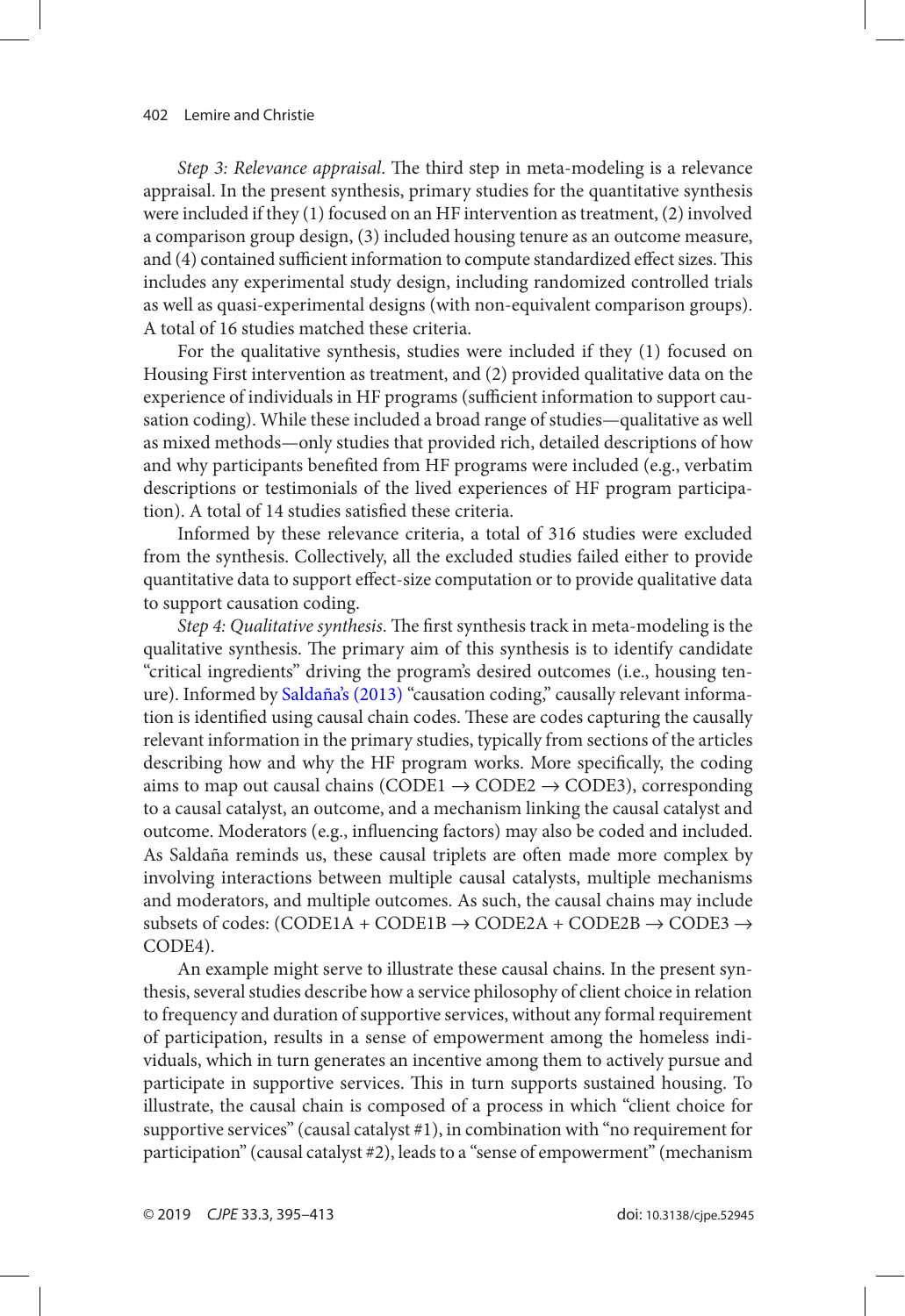*Step 3: Relevance appraisal*. The third step in meta-modeling is a relevance appraisal. In the present synthesis, primary studies for the quantitative synthesis were included if they (1) focused on an HF intervention as treatment, (2) involved a comparison group design, (3) included housing tenure as an outcome measure, and (4) contained sufficient information to compute standardized effect sizes. This includes any experimental study design, including randomized controlled trials as well as quasi-experimental designs (with non-equivalent comparison groups). A total of 16 studies matched these criteria.

For the qualitative synthesis, studies were included if they (1) focused on Housing First intervention as treatment, and (2) provided qualitative data on the experience of individuals in HF programs (sufficient information to support causation coding). While these included a broad range of studies—qualitative as well as mixed methods—only studies that provided rich, detailed descriptions of how and why participants benefited from HF programs were included (e.g., verbatim descriptions or testimonials of the lived experiences of HF program participation). A total of 14 studies satisfied these criteria.

Informed by these relevance criteria, a total of 316 studies were excluded from the synthesis. Collectively, all the excluded studies failed either to provide quantitative data to support effect-size computation or to provide qualitative data to support causation coding.

*Step 4: Qualitative synthesis*. The first synthesis track in meta-modeling is the qualitative synthesis. The primary aim of this synthesis is to identify candidate "critical ingredients" driving the program's desired outcomes (i.e., housing tenure). Informed by Saldaña's (2013) "causation coding," causally relevant information is identified using causal chain codes. These are codes capturing the causally relevant information in the primary studies, typically from sections of the articles describing how and why the HF program works. More specifically, the coding aims to map out causal chains (CODE1 → CODE2 → CODE3), corresponding to a causal catalyst, an outcome, and a mechanism linking the causal catalyst and outcome. Moderators (e.g., influencing factors) may also be coded and included. As Saldaña reminds us, these causal triplets are often made more complex by involving interactions between multiple causal catalysts, multiple mechanisms and moderators, and multiple outcomes. As such, the causal chains may include subsets of codes: (CODE1A + CODE1B → CODE2A + CODE2B → CODE3 → CODE4).

An example might serve to illustrate these causal chains. In the present synthesis, several studies describe how a service philosophy of client choice in relation to frequency and duration of supportive services, without any formal requirement of participation, results in a sense of empowerment among the homeless individuals, which in turn generates an incentive among them to actively pursue and participate in supportive services. This in turn supports sustained housing. To illustrate, the causal chain is composed of a process in which "client choice for supportive services" (causal catalyst #1), in combination with "no requirement for participation" (causal catalyst #2), leads to a "sense of empowerment" (mechanism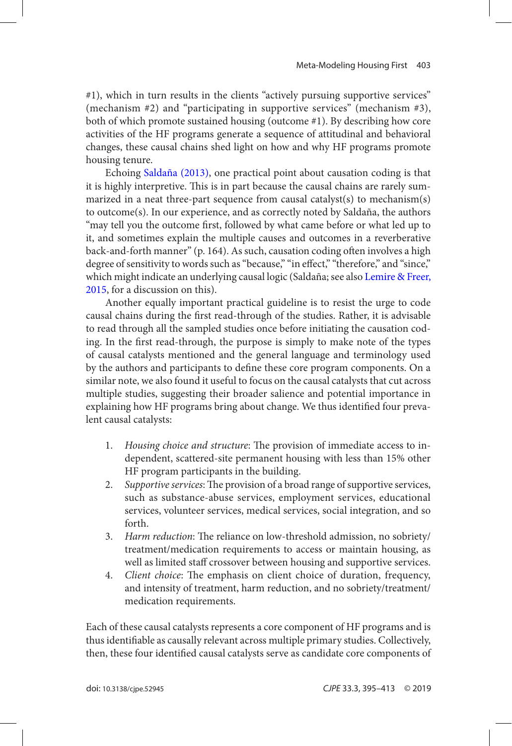#1), which in turn results in the clients "actively pursuing supportive services" (mechanism #2) and "participating in supportive services" (mechanism #3), both of which promote sustained housing (outcome #1). By describing how core activities of the HF programs generate a sequence of attitudinal and behavioral changes, these causal chains shed light on how and why HF programs promote housing tenure.

Echoing Saldaña (2013), one practical point about causation coding is that it is highly interpretive. This is in part because the causal chains are rarely summarized in a neat three-part sequence from causal catalyst(s) to mechanism(s) to outcome(s). In our experience, and as correctly noted by Saldaña, the authors "may tell you the outcome first, followed by what came before or what led up to it, and sometimes explain the multiple causes and outcomes in a reverberative back-and-forth manner" (p. 164). As such, causation coding often involves a high degree of sensitivity to words such as "because," "in effect," "therefore," and "since," which might indicate an underlying causal logic (Saldaña; see also Lemire & Freer, 2015, for a discussion on this).

Another equally important practical guideline is to resist the urge to code causal chains during the first read-through of the studies. Rather, it is advisable to read through all the sampled studies once before initiating the causation coding. In the first read-through, the purpose is simply to make note of the types of causal catalysts mentioned and the general language and terminology used by the authors and participants to define these core program components. On a similar note, we also found it useful to focus on the causal catalysts that cut across multiple studies, suggesting their broader salience and potential importance in explaining how HF programs bring about change. We thus identified four prevalent causal catalysts:

1. *Housing choice and structure*: The provision of immediate access to independent, scattered-site permanent housing with less than 15% other HF program participants in the building.
2. *Supportive services*: The provision of a broad range of supportive services, such as substance-abuse services, employment services, educational services, volunteer services, medical services, social integration, and so forth.
3. *Harm reduction*: The reliance on low-threshold admission, no sobriety/treatment/medication requirements to access or maintain housing, as well as limited staff crossover between housing and supportive services.
4. *Client choice*: The emphasis on client choice of duration, frequency, and intensity of treatment, harm reduction, and no sobriety/treatment/medication requirements.

Each of these causal catalysts represents a core component of HF programs and is thus identifiable as causally relevant across multiple primary studies. Collectively, then, these four identified causal catalysts serve as candidate core components of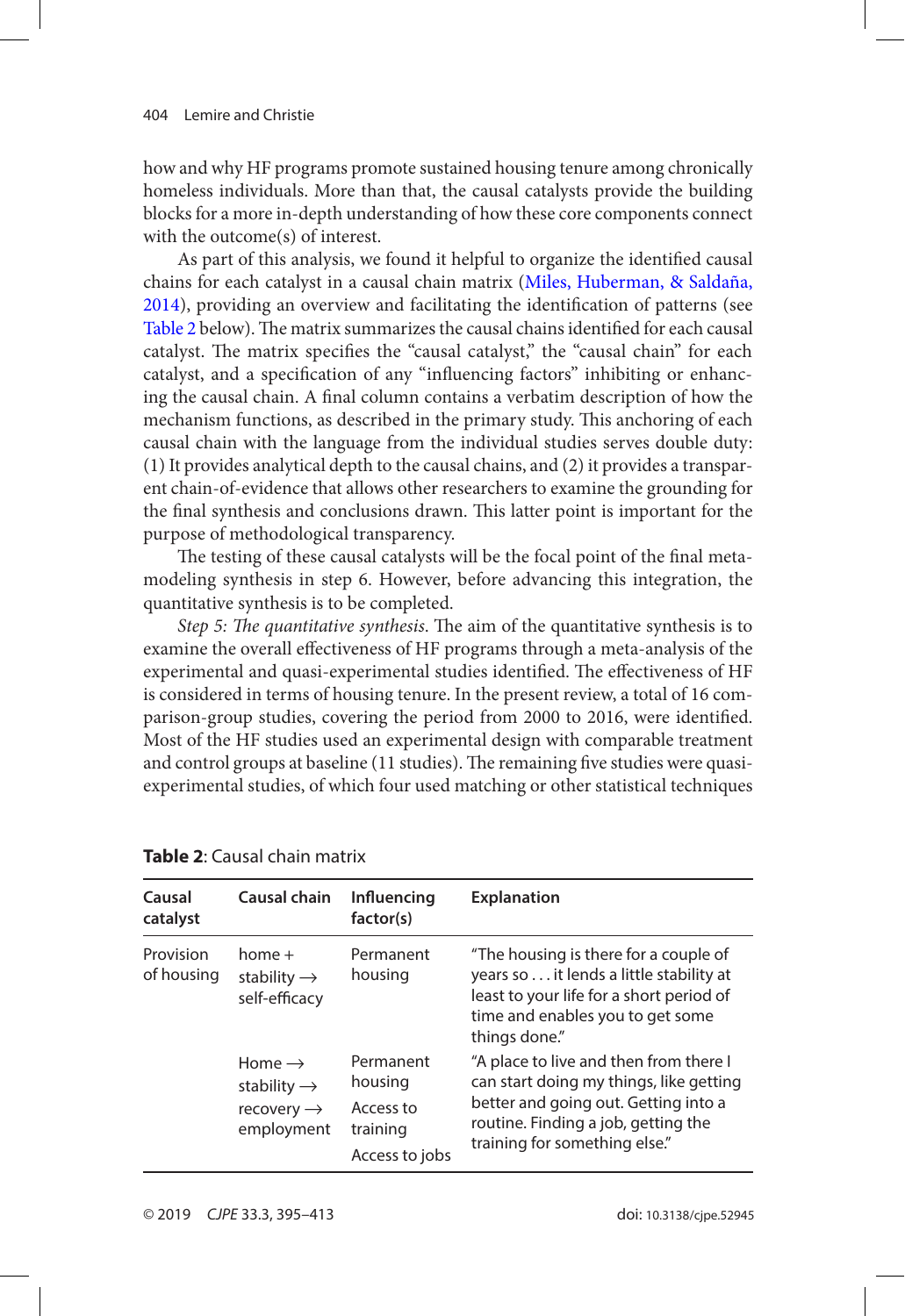how and why HF programs promote sustained housing tenure among chronically homeless individuals. More than that, the causal catalysts provide the building blocks for a more in-depth understanding of how these core components connect with the outcome(s) of interest.

As part of this analysis, we found it helpful to organize the identified causal chains for each catalyst in a causal chain matrix (Miles, Huberman, & Saldaña, 2014), providing an overview and facilitating the identification of patterns (see Table 2 below). The matrix summarizes the causal chains identified for each causal catalyst. The matrix specifies the "causal catalyst," the "causal chain" for each catalyst, and a specification of any "influencing factors" inhibiting or enhancing the causal chain. A final column contains a verbatim description of how the mechanism functions, as described in the primary study. This anchoring of each causal chain with the language from the individual studies serves double duty: (1) It provides analytical depth to the causal chains, and (2) it provides a transparent chain-of-evidence that allows other researchers to examine the grounding for the final synthesis and conclusions drawn. This latter point is important for the purpose of methodological transparency.

The testing of these causal catalysts will be the focal point of the final meta-modeling synthesis in step 6. However, before advancing this integration, the quantitative synthesis is to be completed.

*Step 5: The quantitative synthesis*. The aim of the quantitative synthesis is to examine the overall effectiveness of HF programs through a meta-analysis of the experimental and quasi-experimental studies identified. The effectiveness of HF is considered in terms of housing tenure. In the present review, a total of 16 comparison-group studies, covering the period from 2000 to 2016, were identified. Most of the HF studies used an experimental design with comparable treatment and control groups at baseline (11 studies). The remaining five studies were quasi-experimental studies, of which four used matching or other statistical techniques

**Table 2**: Causal chain matrix

| Causal catalyst | Causal chain | Influencing factor(s) | Explanation |
|---|---|---|---|
| Provision of housing | home + stability → self-efficacy | Permanent housing | "The housing is there for a couple of years so . . . it lends a little stability at least to your life for a short period of time and enables you to get some things done." |
| | Home → stability → recovery → employment | Permanent housing<br>Access to training<br>Access to jobs | "A place to live and then from there I can start doing my things, like getting better and going out. Getting into a routine. Finding a job, getting the training for something else." |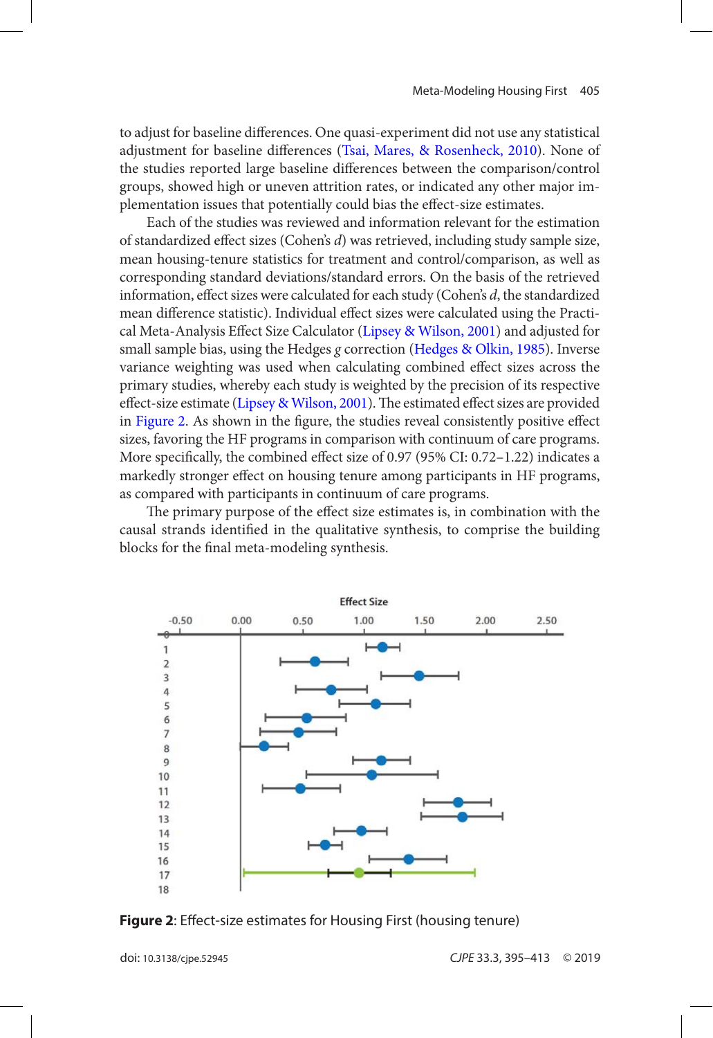to adjust for baseline differences. One quasi-experiment did not use any statistical adjustment for baseline differences (Tsai, Mares, & Rosenheck, 2010). None of the studies reported large baseline differences between the comparison/control groups, showed high or uneven attrition rates, or indicated any other major implementation issues that potentially could bias the effect-size estimates.

Each of the studies was reviewed and information relevant for the estimation of standardized effect sizes (Cohen's *d*) was retrieved, including study sample size, mean housing-tenure statistics for treatment and control/comparison, as well as corresponding standard deviations/standard errors. On the basis of the retrieved information, effect sizes were calculated for each study (Cohen's *d*, the standardized mean difference statistic). Individual effect sizes were calculated using the Practical Meta-Analysis Effect Size Calculator (Lipsey & Wilson, 2001) and adjusted for small sample bias, using the Hedges *g* correction (Hedges & Olkin, 1985). Inverse variance weighting was used when calculating combined effect sizes across the primary studies, whereby each study is weighted by the precision of its respective effect-size estimate (Lipsey & Wilson, 2001). The estimated effect sizes are provided in Figure 2. As shown in the figure, the studies reveal consistently positive effect sizes, favoring the HF programs in comparison with continuum of care programs. More specifically, the combined effect size of 0.97 (95% CI: 0.72–1.22) indicates a markedly stronger effect on housing tenure among participants in HF programs, as compared with participants in continuum of care programs.

The primary purpose of the effect size estimates is, in combination with the causal strands identified in the qualitative synthesis, to comprise the building blocks for the final meta-modeling synthesis.

**Figure 2**: Effect-size estimates for Housing First (housing tenure)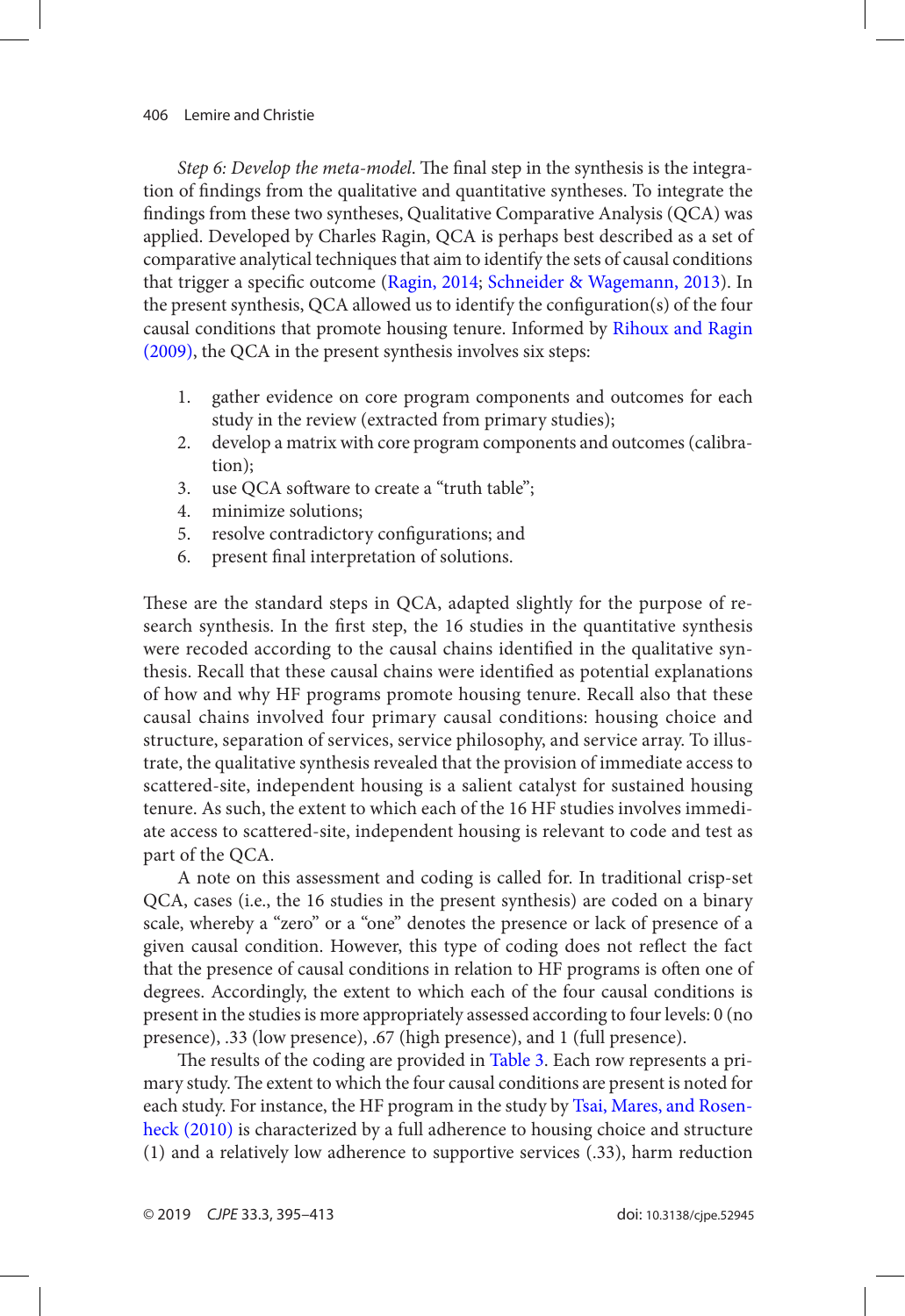*Step 6: Develop the meta-model*. The final step in the synthesis is the integration of findings from the qualitative and quantitative syntheses. To integrate the findings from these two syntheses, Qualitative Comparative Analysis (QCA) was applied. Developed by Charles Ragin, QCA is perhaps best described as a set of comparative analytical techniques that aim to identify the sets of causal conditions that trigger a specific outcome (Ragin, 2014; Schneider & Wagemann, 2013). In the present synthesis, QCA allowed us to identify the configuration(s) of the four causal conditions that promote housing tenure. Informed by Rihoux and Ragin (2009), the QCA in the present synthesis involves six steps:

1. gather evidence on core program components and outcomes for each study in the review (extracted from primary studies);
2. develop a matrix with core program components and outcomes (calibration);
3. use QCA software to create a "truth table";
4. minimize solutions;
5. resolve contradictory configurations; and
6. present final interpretation of solutions.

These are the standard steps in QCA, adapted slightly for the purpose of research synthesis. In the first step, the 16 studies in the quantitative synthesis were recoded according to the causal chains identified in the qualitative synthesis. Recall that these causal chains were identified as potential explanations of how and why HF programs promote housing tenure. Recall also that these causal chains involved four primary causal conditions: housing choice and structure, separation of services, service philosophy, and service array. To illustrate, the qualitative synthesis revealed that the provision of immediate access to scattered-site, independent housing is a salient catalyst for sustained housing tenure. As such, the extent to which each of the 16 HF studies involves immediate access to scattered-site, independent housing is relevant to code and test as part of the QCA.

A note on this assessment and coding is called for. In traditional crisp-set QCA, cases (i.e., the 16 studies in the present synthesis) are coded on a binary scale, whereby a "zero" or a "one" denotes the presence or lack of presence of a given causal condition. However, this type of coding does not reflect the fact that the presence of causal conditions in relation to HF programs is often one of degrees. Accordingly, the extent to which each of the four causal conditions is present in the studies is more appropriately assessed according to four levels: 0 (no presence), .33 (low presence), .67 (high presence), and 1 (full presence).

The results of the coding are provided in Table 3. Each row represents a primary study. The extent to which the four causal conditions are present is noted for each study. For instance, the HF program in the study by Tsai, Mares, and Rosenheck (2010) is characterized by a full adherence to housing choice and structure (1) and a relatively low adherence to supportive services (.33), harm reduction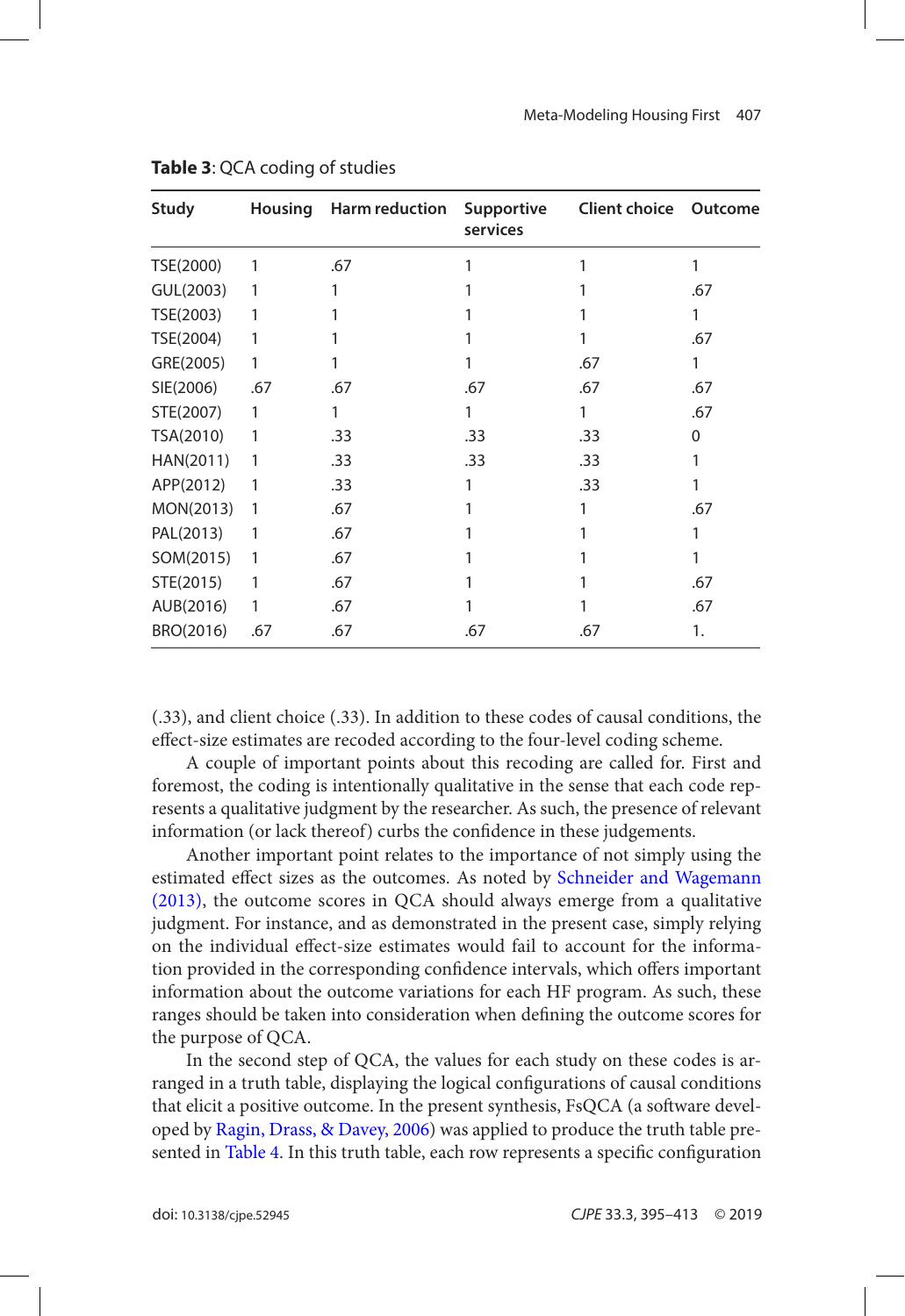**Table 3**: QCA coding of studies

| Study | Housing | Harm reduction | Supportive services | Client choice | Outcome |
|---|---|---|---|---|---|
| TSE(2000) | 1 | .67 | 1 | 1 | 1 |
| GUL(2003) | 1 | 1 | 1 | 1 | .67 |
| TSE(2003) | 1 | 1 | 1 | 1 | 1 |
| TSE(2004) | 1 | 1 | 1 | 1 | .67 |
| GRE(2005) | 1 | 1 | 1 | .67 | 1 |
| SIE(2006) | .67 | .67 | .67 | .67 | .67 |
| STE(2007) | 1 | 1 | 1 | 1 | .67 |
| TSA(2010) | 1 | .33 | .33 | .33 | 0 |
| HAN(2011) | 1 | .33 | .33 | .33 | 1 |
| APP(2012) | 1 | .33 | 1 | .33 | 1 |
| MON(2013) | 1 | .67 | 1 | 1 | .67 |
| PAL(2013) | 1 | .67 | 1 | 1 | 1 |
| SOM(2015) | 1 | .67 | 1 | 1 | 1 |
| STE(2015) | 1 | .67 | 1 | 1 | .67 |
| AUB(2016) | 1 | .67 | 1 | 1 | .67 |
| BRO(2016) | .67 | .67 | .67 | .67 | 1. |

(.33), and client choice (.33). In addition to these codes of causal conditions, the effect-size estimates are recoded according to the four-level coding scheme.

A couple of important points about this recoding are called for. First and foremost, the coding is intentionally qualitative in the sense that each code represents a qualitative judgment by the researcher. As such, the presence of relevant information (or lack thereof) curbs the confidence in these judgements.

Another important point relates to the importance of not simply using the estimated effect sizes as the outcomes. As noted by Schneider and Wagemann (2013), the outcome scores in QCA should always emerge from a qualitative judgment. For instance, and as demonstrated in the present case, simply relying on the individual effect-size estimates would fail to account for the information provided in the corresponding confidence intervals, which offers important information about the outcome variations for each HF program. As such, these ranges should be taken into consideration when defining the outcome scores for the purpose of QCA.

In the second step of QCA, the values for each study on these codes is arranged in a truth table, displaying the logical configurations of causal conditions that elicit a positive outcome. In the present synthesis, FsQCA (a software developed by Ragin, Drass, & Davey, 2006) was applied to produce the truth table presented in Table 4. In this truth table, each row represents a specific configuration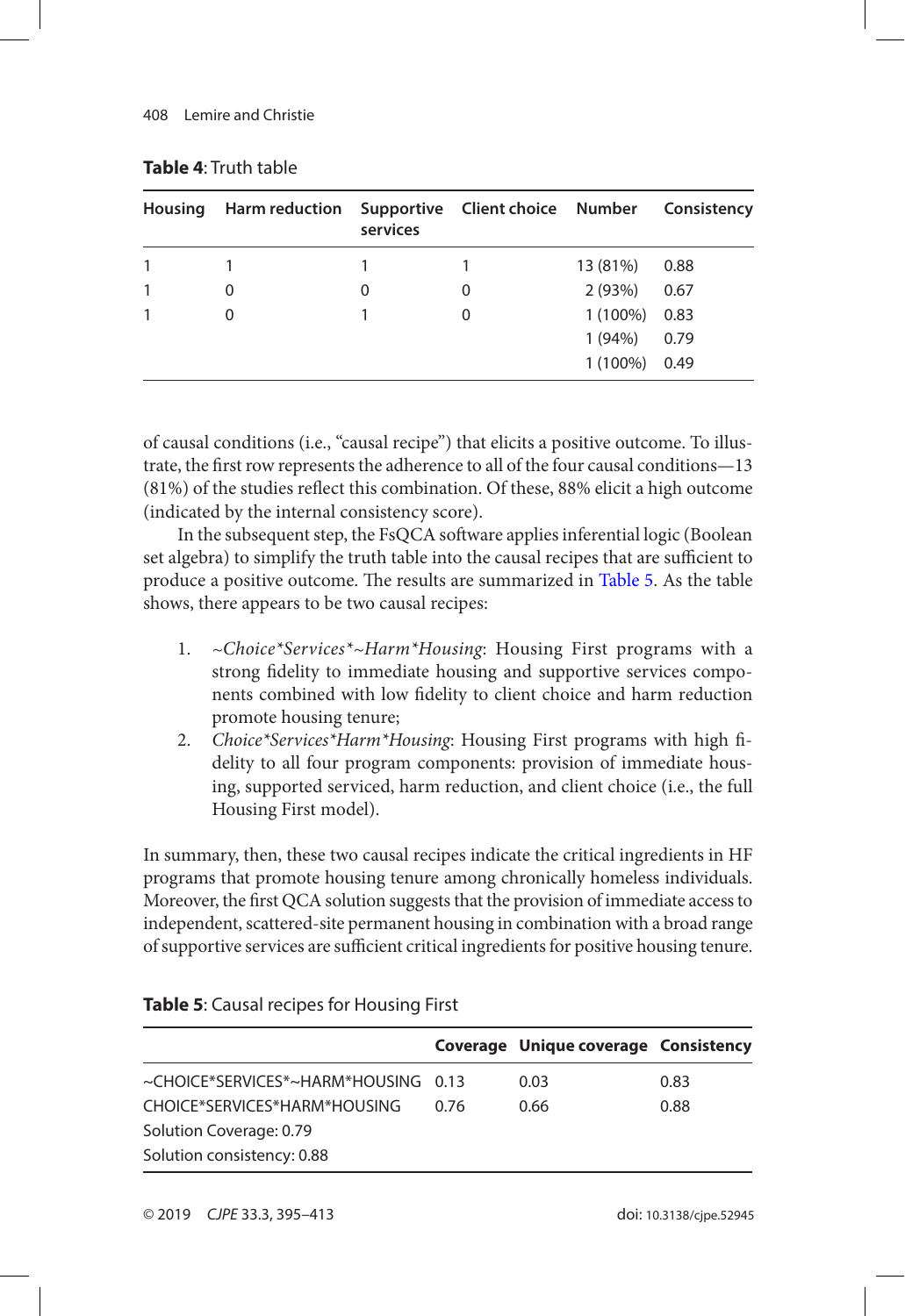**Table 4**: Truth table

| Housing | Harm reduction | Supportive services | Client choice | Number | Consistency |
|---|---|---|---|---|---|
| 1 | 1 | 1 | 1 | 13 (81%) | 0.88 |
| 1 | 0 | 0 | 0 | 2 (93%) | 0.67 |
| 1 | 0 | 1 | 0 | 1 (100%) | 0.83 |
| | | | | 1 (94%) | 0.79 |
| | | | | 1 (100%) | 0.49 |

of causal conditions (i.e., "causal recipe") that elicits a positive outcome. To illustrate, the first row represents the adherence to all of the four causal conditions—13 (81%) of the studies reflect this combination. Of these, 88% elicit a high outcome (indicated by the internal consistency score).

In the subsequent step, the FsQCA software applies inferential logic (Boolean set algebra) to simplify the truth table into the causal recipes that are sufficient to produce a positive outcome. The results are summarized in Table 5. As the table shows, there appears to be two causal recipes:

1. *~Choice*Services*~Harm*Housing*: Housing First programs with a strong fidelity to immediate housing and supportive services components combined with low fidelity to client choice and harm reduction promote housing tenure;
2. *Choice*Services*Harm*Housing*: Housing First programs with high fidelity to all four program components: provision of immediate housing, supported serviced, harm reduction, and client choice (i.e., the full Housing First model).

In summary, then, these two causal recipes indicate the critical ingredients in HF programs that promote housing tenure among chronically homeless individuals. Moreover, the first QCA solution suggests that the provision of immediate access to independent, scattered-site permanent housing in combination with a broad range of supportive services are sufficient critical ingredients for positive housing tenure.

**Table 5**: Causal recipes for Housing First

| | Coverage | Unique coverage | Consistency |
|---|---|---|---|
| ~CHOICE*SERVICES*~HARM*HOUSING | 0.13 | 0.03 | 0.83 |
| CHOICE*SERVICES*HARM*HOUSING | 0.76 | 0.66 | 0.88 |
| Solution Coverage: 0.79 | | | |
| Solution consistency: 0.88 | | | |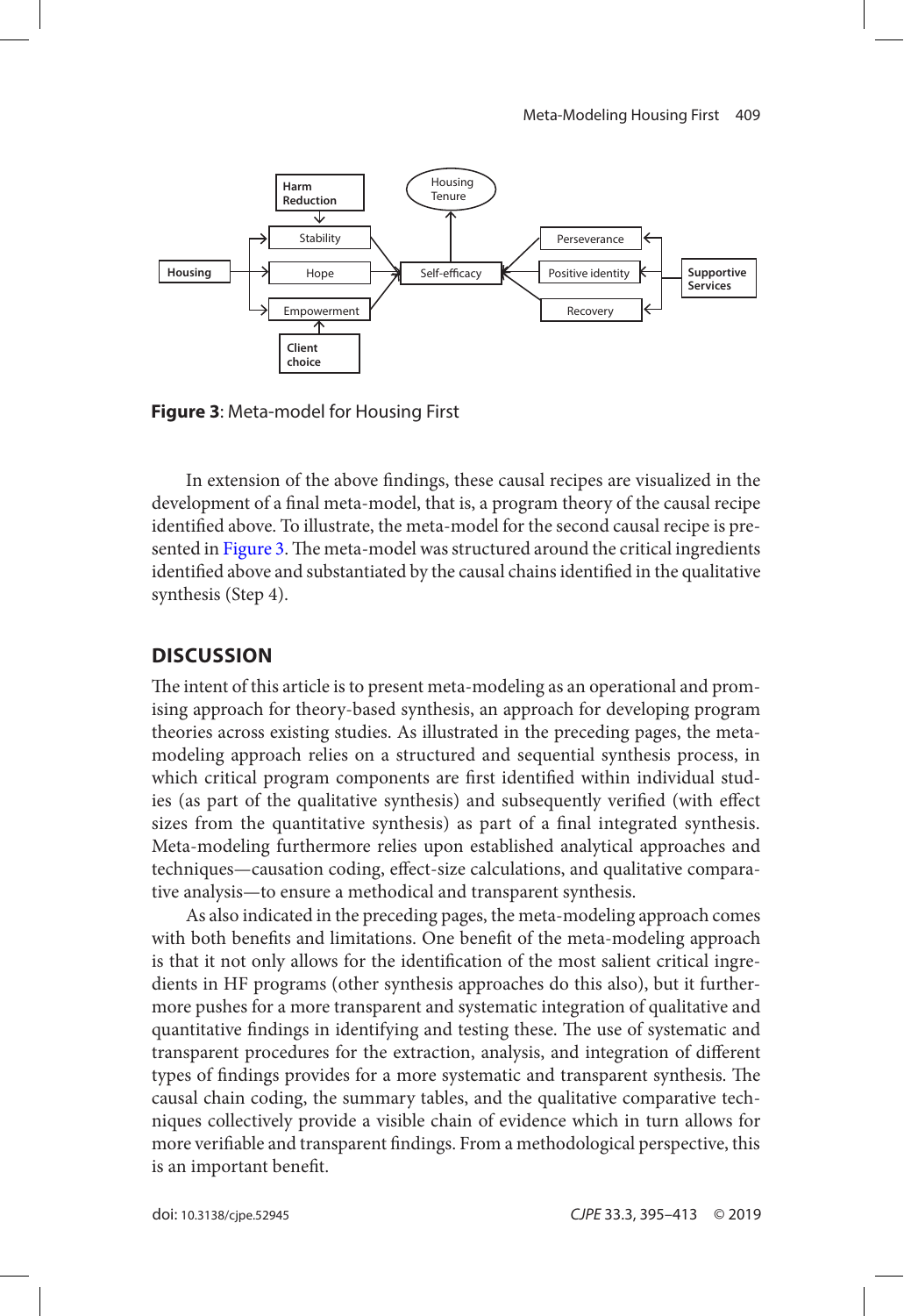**Figure 3**: Meta-model for Housing First

In extension of the above findings, these causal recipes are visualized in the development of a final meta-model, that is, a program theory of the causal recipe identified above. To illustrate, the meta-model for the second causal recipe is presented in Figure 3. The meta-model was structured around the critical ingredients identified above and substantiated by the causal chains identified in the qualitative synthesis (Step 4).

## DISCUSSION

The intent of this article is to present meta-modeling as an operational and promising approach for theory-based synthesis, an approach for developing program theories across existing studies. As illustrated in the preceding pages, the meta-modeling approach relies on a structured and sequential synthesis process, in which critical program components are first identified within individual studies (as part of the qualitative synthesis) and subsequently verified (with effect sizes from the quantitative synthesis) as part of a final integrated synthesis. Meta-modeling furthermore relies upon established analytical approaches and techniques—causation coding, effect-size calculations, and qualitative comparative analysis—to ensure a methodical and transparent synthesis.

As also indicated in the preceding pages, the meta-modeling approach comes with both benefits and limitations. One benefit of the meta-modeling approach is that it not only allows for the identification of the most salient critical ingredients in HF programs (other synthesis approaches do this also), but it furthermore pushes for a more transparent and systematic integration of qualitative and quantitative findings in identifying and testing these. The use of systematic and transparent procedures for the extraction, analysis, and integration of different types of findings provides for a more systematic and transparent synthesis. The causal chain coding, the summary tables, and the qualitative comparative techniques collectively provide a visible chain of evidence which in turn allows for more verifiable and transparent findings. From a methodological perspective, this is an important benefit.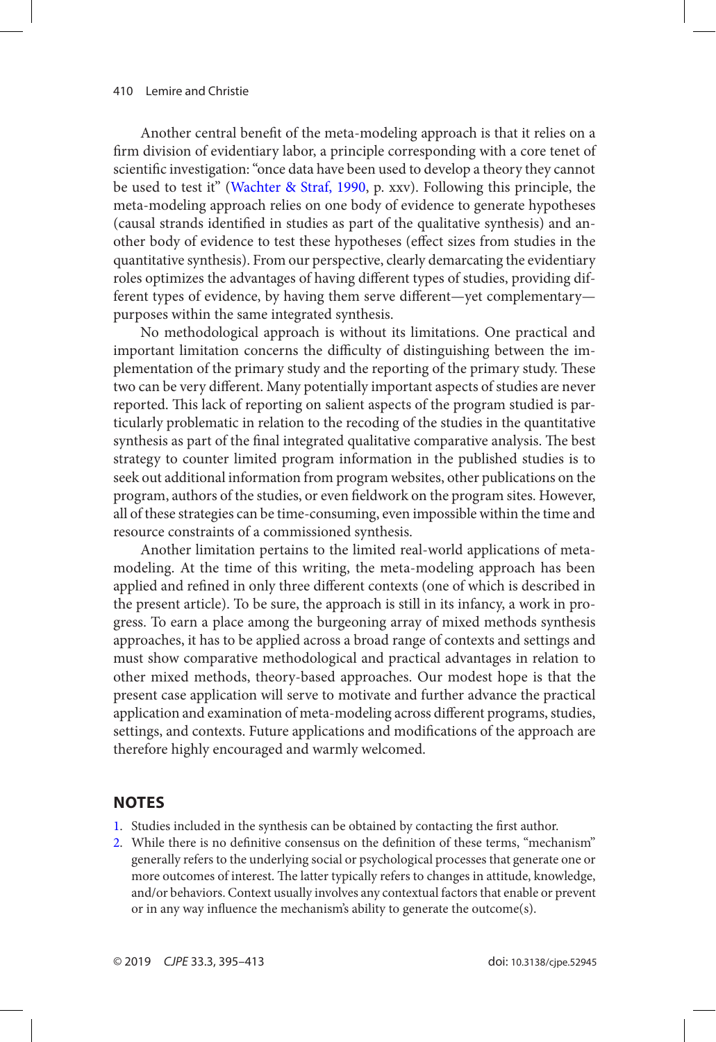Another central benefit of the meta-modeling approach is that it relies on a firm division of evidentiary labor, a principle corresponding with a core tenet of scientific investigation: "once data have been used to develop a theory they cannot be used to test it" (Wachter & Straf, 1990, p. xxv). Following this principle, the meta-modeling approach relies on one body of evidence to generate hypotheses (causal strands identified in studies as part of the qualitative synthesis) and another body of evidence to test these hypotheses (effect sizes from studies in the quantitative synthesis). From our perspective, clearly demarcating the evidentiary roles optimizes the advantages of having different types of studies, providing different types of evidence, by having them serve different—yet complementary—purposes within the same integrated synthesis.

No methodological approach is without its limitations. One practical and important limitation concerns the difficulty of distinguishing between the implementation of the primary study and the reporting of the primary study. These two can be very different. Many potentially important aspects of studies are never reported. This lack of reporting on salient aspects of the program studied is particularly problematic in relation to the recoding of the studies in the quantitative synthesis as part of the final integrated qualitative comparative analysis. The best strategy to counter limited program information in the published studies is to seek out additional information from program websites, other publications on the program, authors of the studies, or even fieldwork on the program sites. However, all of these strategies can be time-consuming, even impossible within the time and resource constraints of a commissioned synthesis.

Another limitation pertains to the limited real-world applications of meta-modeling. At the time of this writing, the meta-modeling approach has been applied and refined in only three different contexts (one of which is described in the present article). To be sure, the approach is still in its infancy, a work in progress. To earn a place among the burgeoning array of mixed methods synthesis approaches, it has to be applied across a broad range of contexts and settings and must show comparative methodological and practical advantages in relation to other mixed methods, theory-based approaches. Our modest hope is that the present case application will serve to motivate and further advance the practical application and examination of meta-modeling across different programs, studies, settings, and contexts. Future applications and modifications of the approach are therefore highly encouraged and warmly welcomed.

## NOTES

1. Studies included in the synthesis can be obtained by contacting the first author.
2. While there is no definitive consensus on the definition of these terms, "mechanism" generally refers to the underlying social or psychological processes that generate one or more outcomes of interest. The latter typically refers to changes in attitude, knowledge, and/or behaviors. Context usually involves any contextual factors that enable or prevent or in any way influence the mechanism's ability to generate the outcome(s).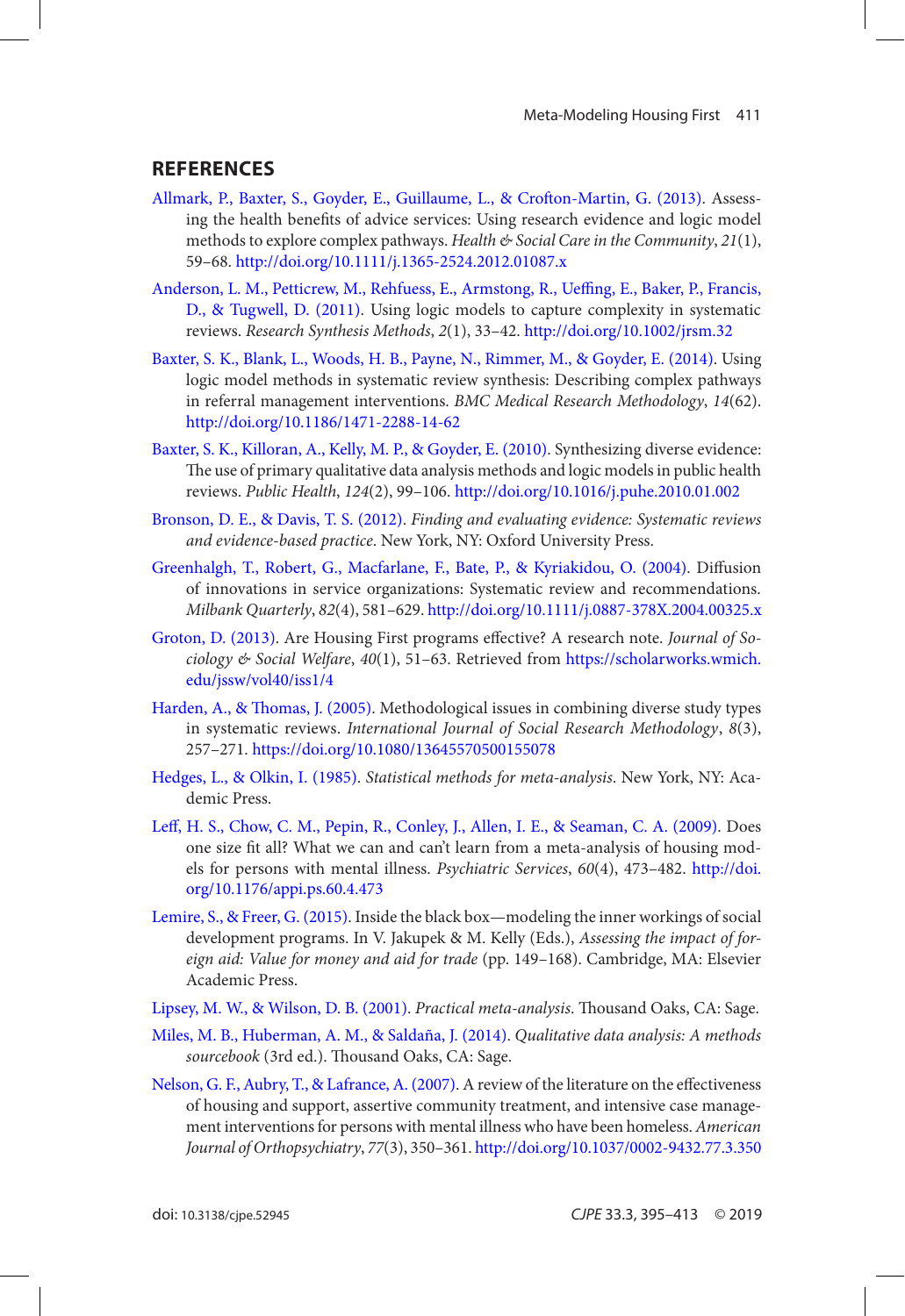## REFERENCES

Allmark, P., Baxter, S., Goyder, E., Guillaume, L., & Crofton-Martin, G. (2013). Assessing the health benefits of advice services: Using research evidence and logic model methods to explore complex pathways. *Health & Social Care in the Community*, *21*(1), 59–68. http://doi.org/10.1111/j.1365-2524.2012.01087.x

Anderson, L. M., Petticrew, M., Rehfuess, E., Armstong, R., Ueffing, E., Baker, P., Francis, D., & Tugwell, D. (2011). Using logic models to capture complexity in systematic reviews. *Research Synthesis Methods*, *2*(1), 33–42. http://doi.org/10.1002/jrsm.32

Baxter, S. K., Blank, L., Woods, H. B., Payne, N., Rimmer, M., & Goyder, E. (2014). Using logic model methods in systematic review synthesis: Describing complex pathways in referral management interventions. *BMC Medical Research Methodology*, *14*(62). http://doi.org/10.1186/1471-2288-14-62

Baxter, S. K., Killoran, A., Kelly, M. P., & Goyder, E. (2010). Synthesizing diverse evidence: The use of primary qualitative data analysis methods and logic models in public health reviews. *Public Health*, *124*(2), 99–106. http://doi.org/10.1016/j.puhe.2010.01.002

Bronson, D. E., & Davis, T. S. (2012). *Finding and evaluating evidence: Systematic reviews and evidence-based practice*. New York, NY: Oxford University Press.

Greenhalgh, T., Robert, G., Macfarlane, F., Bate, P., & Kyriakidou, O. (2004). Diffusion of innovations in service organizations: Systematic review and recommendations. *Milbank Quarterly*, *82*(4), 581–629. http://doi.org/10.1111/j.0887-378X.2004.00325.x

Groton, D. (2013). Are Housing First programs effective? A research note. *Journal of Sociology & Social Welfare*, *40*(1), 51–63. Retrieved from https://scholarworks.wmich.edu/jssw/vol40/iss1/4

Harden, A., & Thomas, J. (2005). Methodological issues in combining diverse study types in systematic reviews. *International Journal of Social Research Methodology*, *8*(3), 257–271. https://doi.org/10.1080/13645570500155078

Hedges, L., & Olkin, I. (1985). *Statistical methods for meta-analysis*. New York, NY: Academic Press.

Leff, H. S., Chow, C. M., Pepin, R., Conley, J., Allen, I. E., & Seaman, C. A. (2009). Does one size fit all? What we can and can't learn from a meta-analysis of housing models for persons with mental illness. *Psychiatric Services*, *60*(4), 473–482. http://doi.org/10.1176/appi.ps.60.4.473

Lemire, S., & Freer, G. (2015). Inside the black box—modeling the inner workings of social development programs. In V. Jakupek & M. Kelly (Eds.), *Assessing the impact of foreign aid: Value for money and aid for trade* (pp. 149–168). Cambridge, MA: Elsevier Academic Press.

Lipsey, M. W., & Wilson, D. B. (2001). *Practical meta-analysis*. Thousand Oaks, CA: Sage.

Miles, M. B., Huberman, A. M., & Saldaña, J. (2014). *Qualitative data analysis: A methods sourcebook* (3rd ed.). Thousand Oaks, CA: Sage.

Nelson, G. F., Aubry, T., & Lafrance, A. (2007). A review of the literature on the effectiveness of housing and support, assertive community treatment, and intensive case management interventions for persons with mental illness who have been homeless. *American Journal of Orthopsychiatry*, *77*(3), 350–361. http://doi.org/10.1037/0002-9432.77.3.350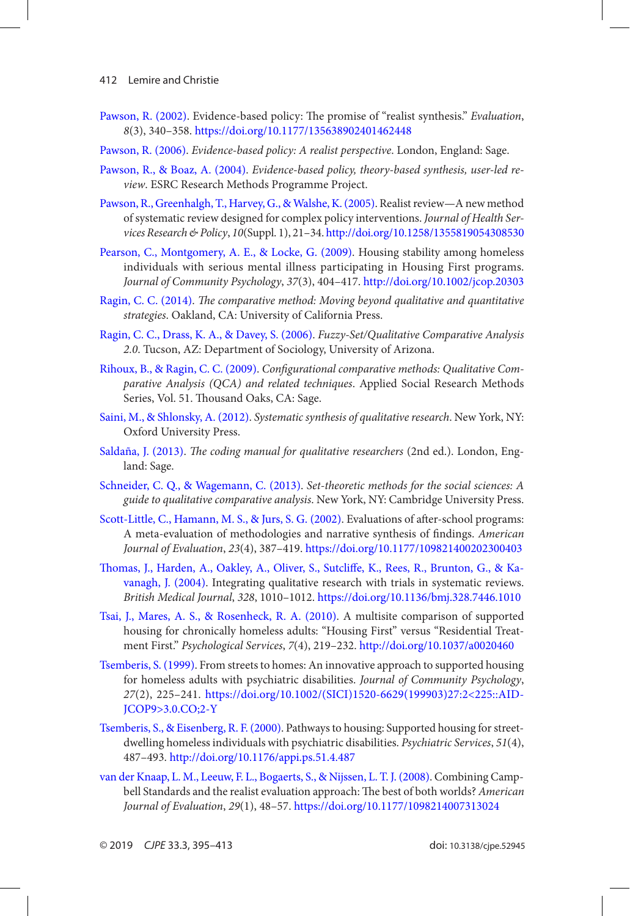Pawson, R. (2002). Evidence-based policy: The promise of "realist synthesis." *Evaluation*, *8*(3), 340–358. https://doi.org/10.1177/135638902401462448

Pawson, R. (2006). *Evidence-based policy: A realist perspective*. London, England: Sage.

Pawson, R., & Boaz, A. (2004). *Evidence-based policy, theory-based synthesis, user-led review*. ESRC Research Methods Programme Project.

Pawson, R., Greenhalgh, T., Harvey, G., & Walshe, K. (2005). Realist review—A new method of systematic review designed for complex policy interventions. *Journal of Health Services Research & Policy*, *10*(Suppl. 1), 21–34. http://doi.org/10.1258/1355819054308530

Pearson, C., Montgomery, A. E., & Locke, G. (2009). Housing stability among homeless individuals with serious mental illness participating in Housing First programs. *Journal of Community Psychology*, *37*(3), 404–417. http://doi.org/10.1002/jcop.20303

Ragin, C. C. (2014). *The comparative method: Moving beyond qualitative and quantitative strategies*. Oakland, CA: University of California Press.

Ragin, C. C., Drass, K. A., & Davey, S. (2006). *Fuzzy-Set/Qualitative Comparative Analysis 2.0*. Tucson, AZ: Department of Sociology, University of Arizona.

Rihoux, B., & Ragin, C. C. (2009). *Configurational comparative methods: Qualitative Comparative Analysis (QCA) and related techniques*. Applied Social Research Methods Series, Vol. 51. Thousand Oaks, CA: Sage.

Saini, M., & Shlonsky, A. (2012). *Systematic synthesis of qualitative research*. New York, NY: Oxford University Press.

Saldaña, J. (2013). *The coding manual for qualitative researchers* (2nd ed.). London, England: Sage.

Schneider, C. Q., & Wagemann, C. (2013). *Set-theoretic methods for the social sciences: A guide to qualitative comparative analysis*. New York, NY: Cambridge University Press.

Scott-Little, C., Hamann, M. S., & Jurs, S. G. (2002). Evaluations of after-school programs: A meta-evaluation of methodologies and narrative synthesis of findings. *American Journal of Evaluation*, *23*(4), 387–419. https://doi.org/10.1177/109821400202300403

Thomas, J., Harden, A., Oakley, A., Oliver, S., Sutcliffe, K., Rees, R., Brunton, G., & Kavanagh, J. (2004). Integrating qualitative research with trials in systematic reviews. *British Medical Journal*, *328*, 1010–1012. https://doi.org/10.1136/bmj.328.7446.1010

Tsai, J., Mares, A. S., & Rosenheck, R. A. (2010). A multisite comparison of supported housing for chronically homeless adults: "Housing First" versus "Residential Treatment First." *Psychological Services*, *7*(4), 219–232. http://doi.org/10.1037/a0020460

Tsemberis, S. (1999). From streets to homes: An innovative approach to supported housing for homeless adults with psychiatric disabilities. *Journal of Community Psychology*, *27*(2), 225–241. https://doi.org/10.1002/(SICI)1520-6629(199903)27:2<225::AID-JCOP9>3.0.CO;2-Y

Tsemberis, S., & Eisenberg, R. F. (2000). Pathways to housing: Supported housing for street-dwelling homeless individuals with psychiatric disabilities. *Psychiatric Services*, *51*(4), 487–493. http://doi.org/10.1176/appi.ps.51.4.487

van der Knaap, L. M., Leeuw, F. L., Bogaerts, S., & Nijssen, L. T. J. (2008). Combining Campbell Standards and the realist evaluation approach: The best of both worlds? *American Journal of Evaluation*, *29*(1), 48–57. https://doi.org/10.1177/1098214007313024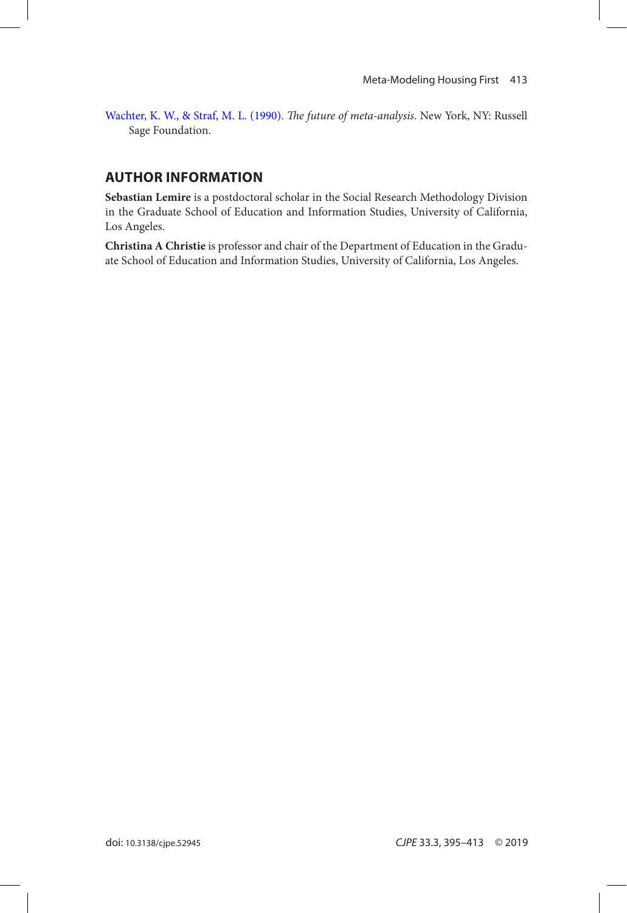Wachter, K. W., & Straf, M. L. (1990). *The future of meta-analysis*. New York, NY: Russell Sage Foundation.

## AUTHOR INFORMATION

**Sebastian Lemire** is a postdoctoral scholar in the Social Research Methodology Division in the Graduate School of Education and Information Studies, University of California, Los Angeles.

**Christina A Christie** is professor and chair of the Department of Education in the Graduate School of Education and Information Studies, University of California, Los Angeles.